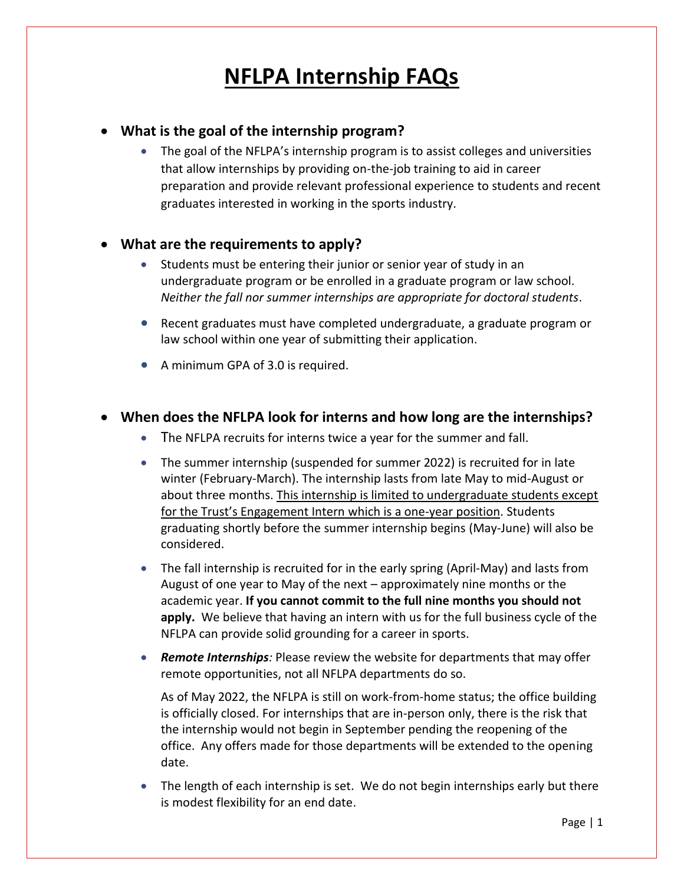# NFLPA Internship FAQs

- **What is the goal of the internship program?**
  - The goal of the NFLPA's internship program is to assist colleges and universities that allow internships by providing on-the-job training to aid in career preparation and provide relevant professional experience to students and recent graduates interested in working in the sports industry.

- **What are the requirements to apply?**
  - Students must be entering their junior or senior year of study in an undergraduate program or be enrolled in a graduate program or law school. *Neither the fall nor summer internships are appropriate for doctoral students*.
  - Recent graduates must have completed undergraduate, a graduate program or law school within one year of submitting their application.
  - A minimum GPA of 3.0 is required.

- **When does the NFLPA look for interns and how long are the internships?**
  - The NFLPA recruits for interns twice a year for the summer and fall.
  - The summer internship (suspended for summer 2022) is recruited for in late winter (February-March). The internship lasts from late May to mid-August or about three months. <u>This internship is limited to undergraduate students except for the Trust's Engagement Intern which is a one-year position</u>. Students graduating shortly before the summer internship begins (May-June) will also be considered.
  - The fall internship is recruited for in the early spring (April-May) and lasts from August of one year to May of the next – approximately nine months or the academic year. **If you cannot commit to the full nine months you should not apply.** We believe that having an intern with us for the full business cycle of the NFLPA can provide solid grounding for a career in sports.
  - ***Remote Internships****:* Please review the website for departments that may offer remote opportunities, not all NFLPA departments do so.

    As of May 2022, the NFLPA is still on work-from-home status; the office building is officially closed. For internships that are in-person only, there is the risk that the internship would not begin in September pending the reopening of the office. Any offers made for those departments will be extended to the opening date.
  - The length of each internship is set. We do not begin internships early but there is modest flexibility for an end date.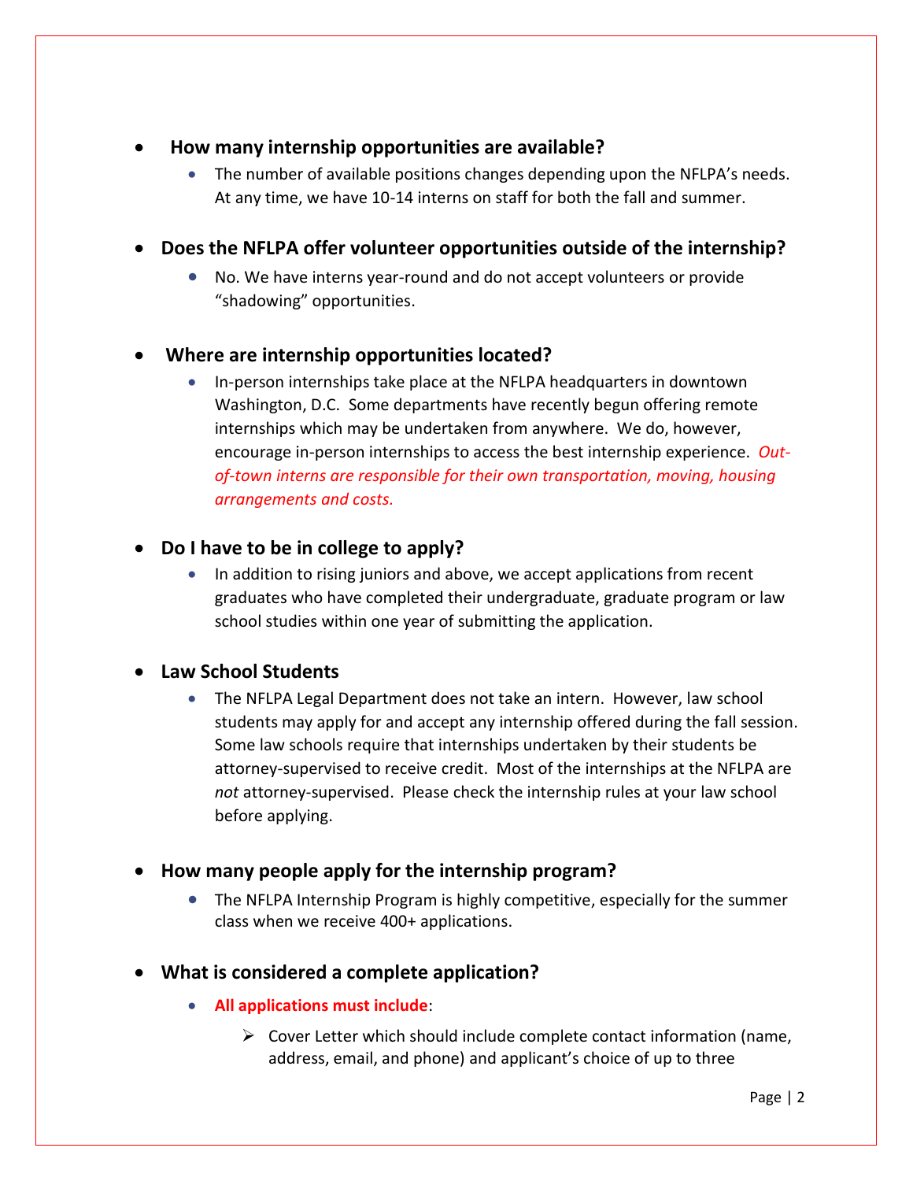- **How many internship opportunities are available?**
  - The number of available positions changes depending upon the NFLPA's needs. At any time, we have 10-14 interns on staff for both the fall and summer.

- **Does the NFLPA offer volunteer opportunities outside of the internship?**
  - No. We have interns year-round and do not accept volunteers or provide "shadowing" opportunities.

- **Where are internship opportunities located?**
  - In-person internships take place at the NFLPA headquarters in downtown Washington, D.C. Some departments have recently begun offering remote internships which may be undertaken from anywhere. We do, however, encourage in-person internships to access the best internship experience. *Out-of-town interns are responsible for their own transportation, moving, housing arrangements and costs.*

- **Do I have to be in college to apply?**
  - In addition to rising juniors and above, we accept applications from recent graduates who have completed their undergraduate, graduate program or law school studies within one year of submitting the application.

- **Law School Students**
  - The NFLPA Legal Department does not take an intern. However, law school students may apply for and accept any internship offered during the fall session. Some law schools require that internships undertaken by their students be attorney-supervised to receive credit. Most of the internships at the NFLPA are *not* attorney-supervised. Please check the internship rules at your law school before applying.

- **How many people apply for the internship program?**
  - The NFLPA Internship Program is highly competitive, especially for the summer class when we receive 400+ applications.

- **What is considered a complete application?**
  - **All applications must include**:
    - Cover Letter which should include complete contact information (name, address, email, and phone) and applicant's choice of up to three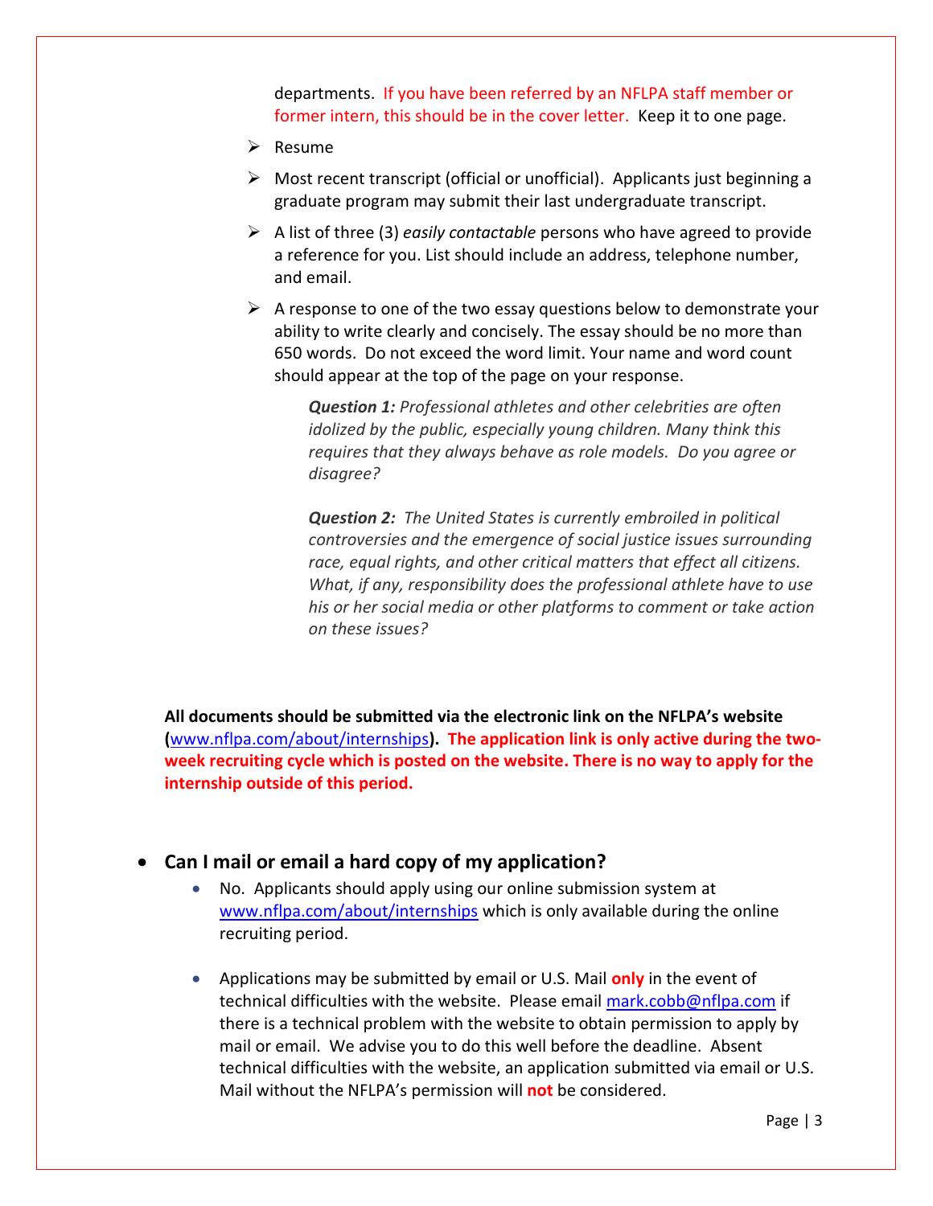departments. If you have been referred by an NFLPA staff member or former intern, this should be in the cover letter. Keep it to one page.

- Resume
- Most recent transcript (official or unofficial). Applicants just beginning a graduate program may submit their last undergraduate transcript.
- A list of three (3) *easily contactable* persons who have agreed to provide a reference for you. List should include an address, telephone number, and email.
- A response to one of the two essay questions below to demonstrate your ability to write clearly and concisely. The essay should be no more than 650 words. Do not exceed the word limit. Your name and word count should appear at the top of the page on your response.

  ***Question 1:*** *Professional athletes and other celebrities are often idolized by the public, especially young children. Many think this requires that they always behave as role models. Do you agree or disagree?*

  ***Question 2:*** *The United States is currently embroiled in political controversies and the emergence of social justice issues surrounding race, equal rights, and other critical matters that effect all citizens. What, if any, responsibility does the professional athlete have to use his or her social media or other platforms to comment or take action on these issues?*

**All documents should be submitted via the electronic link on the NFLPA's website ([www.nflpa.com/about/internships](www.nflpa.com/about/internships)). The application link is only active during the two-week recruiting cycle which is posted on the website. There is no way to apply for the internship outside of this period.**

- **Can I mail or email a hard copy of my application?**
  - No. Applicants should apply using our online submission system at [www.nflpa.com/about/internships](www.nflpa.com/about/internships) which is only available during the online recruiting period.
  - Applications may be submitted by email or U.S. Mail **only** in the event of technical difficulties with the website. Please email [mark.cobb@nflpa.com](mailto:mark.cobb@nflpa.com) if there is a technical problem with the website to obtain permission to apply by mail or email. We advise you to do this well before the deadline. Absent technical difficulties with the website, an application submitted via email or U.S. Mail without the NFLPA's permission will **not** be considered.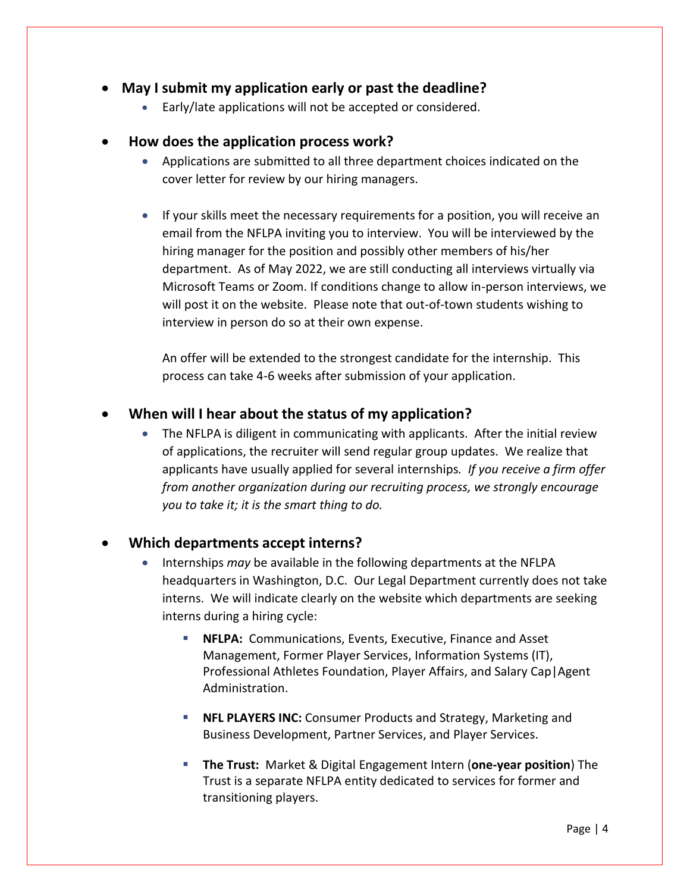- **May I submit my application early or past the deadline?**
  - Early/late applications will not be accepted or considered.

- **How does the application process work?**
  - Applications are submitted to all three department choices indicated on the cover letter for review by our hiring managers.

  - If your skills meet the necessary requirements for a position, you will receive an email from the NFLPA inviting you to interview. You will be interviewed by the hiring manager for the position and possibly other members of his/her department. As of May 2022, we are still conducting all interviews virtually via Microsoft Teams or Zoom. If conditions change to allow in-person interviews, we will post it on the website. Please note that out-of-town students wishing to interview in person do so at their own expense.

    An offer will be extended to the strongest candidate for the internship. This process can take 4-6 weeks after submission of your application.

- **When will I hear about the status of my application?**
  - The NFLPA is diligent in communicating with applicants. After the initial review of applications, the recruiter will send regular group updates. We realize that applicants have usually applied for several internships*. If you receive a firm offer from another organization during our recruiting process, we strongly encourage you to take it; it is the smart thing to do.*

- **Which departments accept interns?**
  - Internships *may* be available in the following departments at the NFLPA headquarters in Washington, D.C. Our Legal Department currently does not take interns. We will indicate clearly on the website which departments are seeking interns during a hiring cycle:
    - **NFLPA:** Communications, Events, Executive, Finance and Asset Management, Former Player Services, Information Systems (IT), Professional Athletes Foundation, Player Affairs, and Salary Cap|Agent Administration.
    - **NFL PLAYERS INC:** Consumer Products and Strategy, Marketing and Business Development, Partner Services, and Player Services.
    - **The Trust:** Market & Digital Engagement Intern (**one-year position**) The Trust is a separate NFLPA entity dedicated to services for former and transitioning players.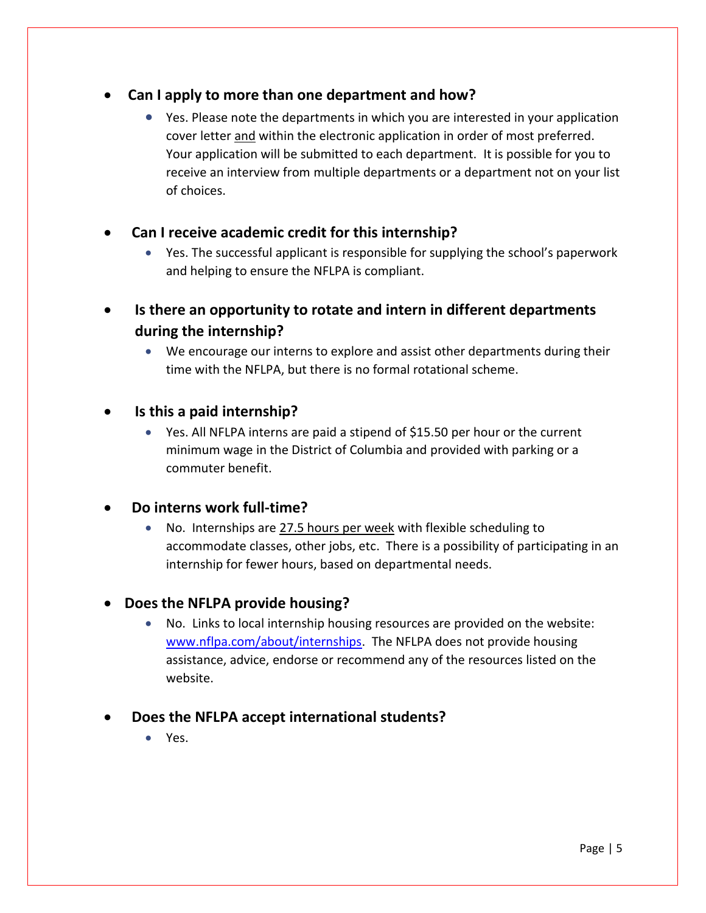- **Can I apply to more than one department and how?**
  - Yes. Please note the departments in which you are interested in your application cover letter and within the electronic application in order of most preferred. Your application will be submitted to each department. It is possible for you to receive an interview from multiple departments or a department not on your list of choices.

- **Can I receive academic credit for this internship?**
  - Yes. The successful applicant is responsible for supplying the school's paperwork and helping to ensure the NFLPA is compliant.

- **Is there an opportunity to rotate and intern in different departments during the internship?**
  - We encourage our interns to explore and assist other departments during their time with the NFLPA, but there is no formal rotational scheme.

- **Is this a paid internship?**
  - Yes. All NFLPA interns are paid a stipend of $15.50 per hour or the current minimum wage in the District of Columbia and provided with parking or a commuter benefit.

- **Do interns work full-time?**
  - No. Internships are 27.5 hours per week with flexible scheduling to accommodate classes, other jobs, etc. There is a possibility of participating in an internship for fewer hours, based on departmental needs.

- **Does the NFLPA provide housing?**
  - No. Links to local internship housing resources are provided on the website: www.nflpa.com/about/internships. The NFLPA does not provide housing assistance, advice, endorse or recommend any of the resources listed on the website.

- **Does the NFLPA accept international students?**
  - Yes.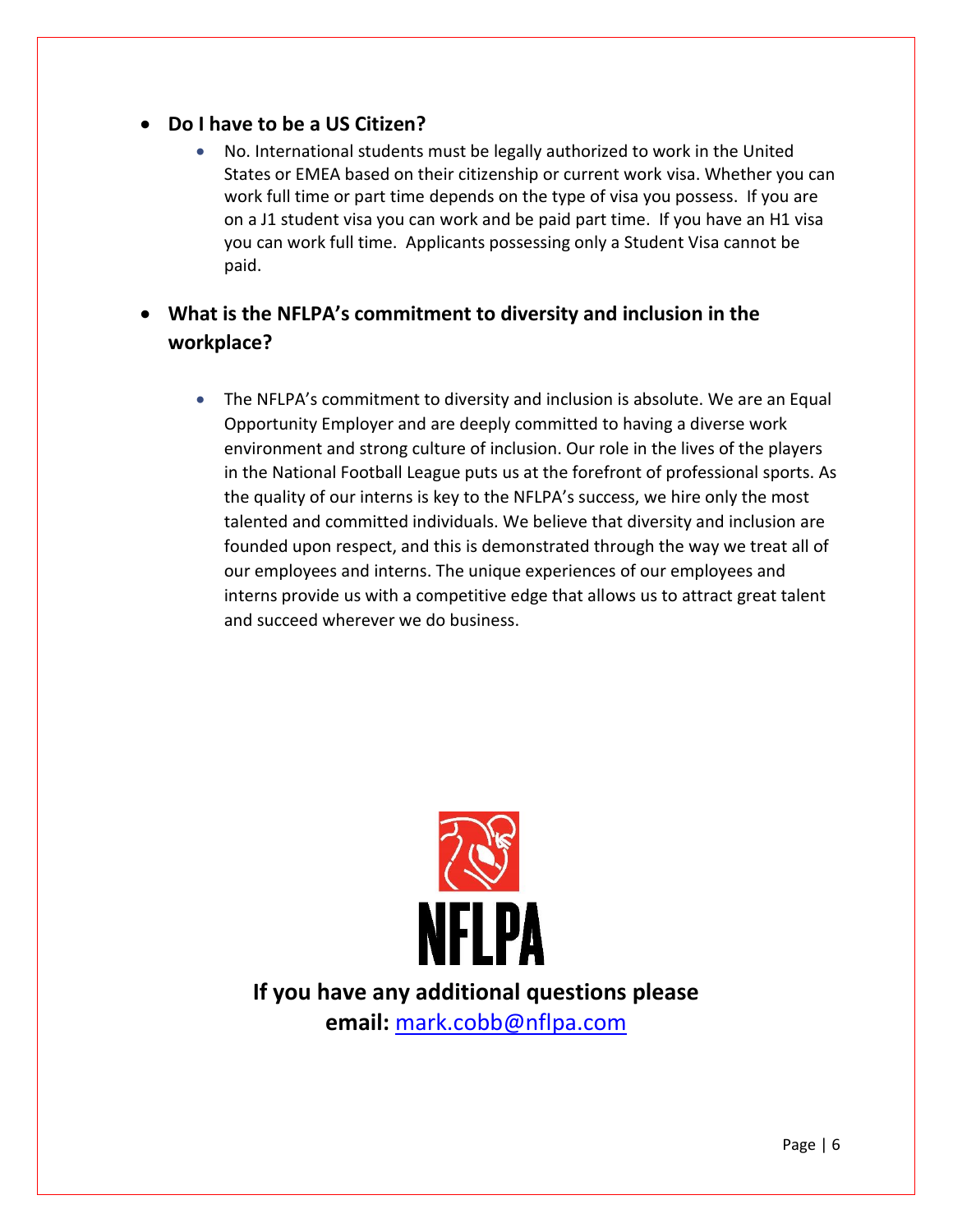- **Do I have to be a US Citizen?**
  - No. International students must be legally authorized to work in the United States or EMEA based on their citizenship or current work visa. Whether you can work full time or part time depends on the type of visa you possess. If you are on a J1 student visa you can work and be paid part time. If you have an H1 visa you can work full time. Applicants possessing only a Student Visa cannot be paid.

- **What is the NFLPA's commitment to diversity and inclusion in the workplace?**
  - The NFLPA's commitment to diversity and inclusion is absolute. We are an Equal Opportunity Employer and are deeply committed to having a diverse work environment and strong culture of inclusion. Our role in the lives of the players in the National Football League puts us at the forefront of professional sports. As the quality of our interns is key to the NFLPA's success, we hire only the most talented and committed individuals. We believe that diversity and inclusion are founded upon respect, and this is demonstrated through the way we treat all of our employees and interns. The unique experiences of our employees and interns provide us with a competitive edge that allows us to attract great talent and succeed wherever we do business.

NFLPA

**If you have any additional questions please email:** mark.cobb@nflpa.com